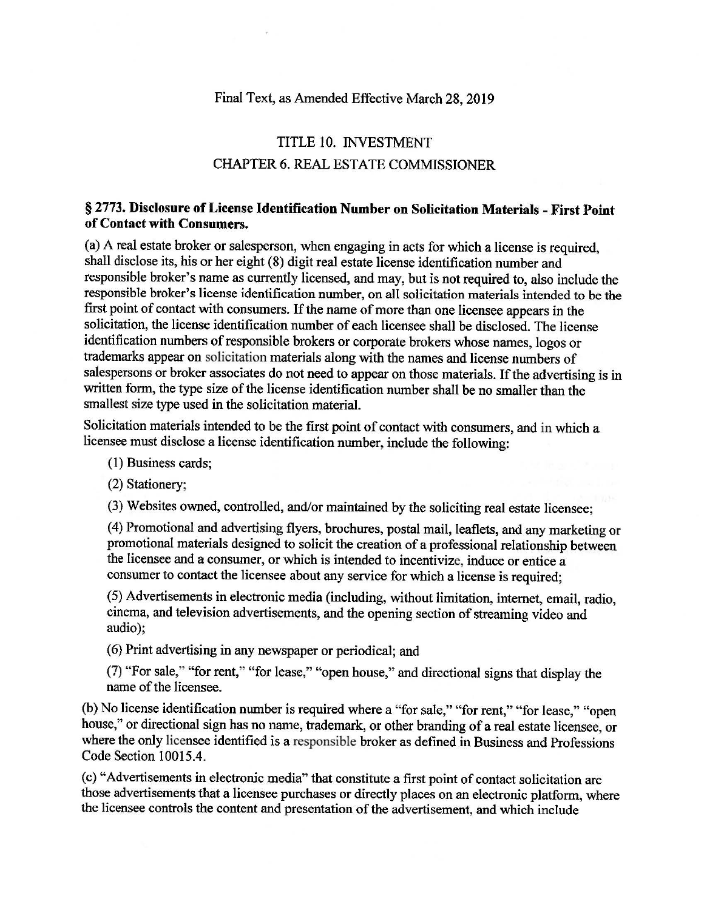Final Text, as Amended Effective March 28, 2019

# TITLE 10. INVESTMENT

## CHAPTER 6. REAL ESTATE COMMISSIONER

### § 2773. Disclosure of License Identification Number on Solicitation Materials - First Point of Contact with Consumers.

(a) A real estate broker or salesperson, when engaging in acts for which a license is required, shall disclose its, his or her eight (8) digit real estate license identification number and responsible broker's name as currently licensed, and may, but is not required to, also include the responsible broker's license identification number, on all solicitation materials intended to be the first point of contact with consumers. If the name of more than one licensee appears in the solicitation, the license identification number of each licensee shall be disclosed. The license identification numbers of responsible brokers or corporate brokers whose names, logos or trademarks appear on solicitation materials along with the names and license numbers of salespersons or broker associates do not need to appear on those materials. If the advertising is in written form, the type size of the license identification number shall be no smaller than the smallest size type used in the solicitation material.

Solicitation materials intended to be the first point of contact with consumers, and in which a licensee must disclose a license identification number, include the following:

(1) Business cards;

(2) Stationery;

(3) Websites owned, controlled, and/or maintained by the soliciting real estate licensee;

(4) Promotional and advertising flyers, brochures, postal mail, leaflets, and any marketing or promotional materials designed to solicit the creation of a professional relationship between the licensee and a consumer, or which is intended to incentivize, induce or entice a consumer to contact the licensee about any service for which a license is required;

(5) Advertisements in electronic media (including, without limitation, internet, email, radio, cinema, and television advertisements, and the opening section of streaming video and audio);

(6) Print advertising in any newspaper or periodical; and

(7) "For sale," "for rent," "for lease," "open house," and directional signs that display the name of the licensee.

(b) No license identification number is required where a "for sale," "for rent," "for lease," "open house," or directional sign has no name, trademark, or other branding of a real estate licensee, or where the only licensee identified is a responsible broker as defined in Business and Professions Code Section 10015.4.

(c) "Advertisements in electronic media" that constitute a first point of contact solicitation are those advertisements that a licensee purchases or directly places on an electronic platform, where the licensee controls the content and presentation of the advertisement, and which include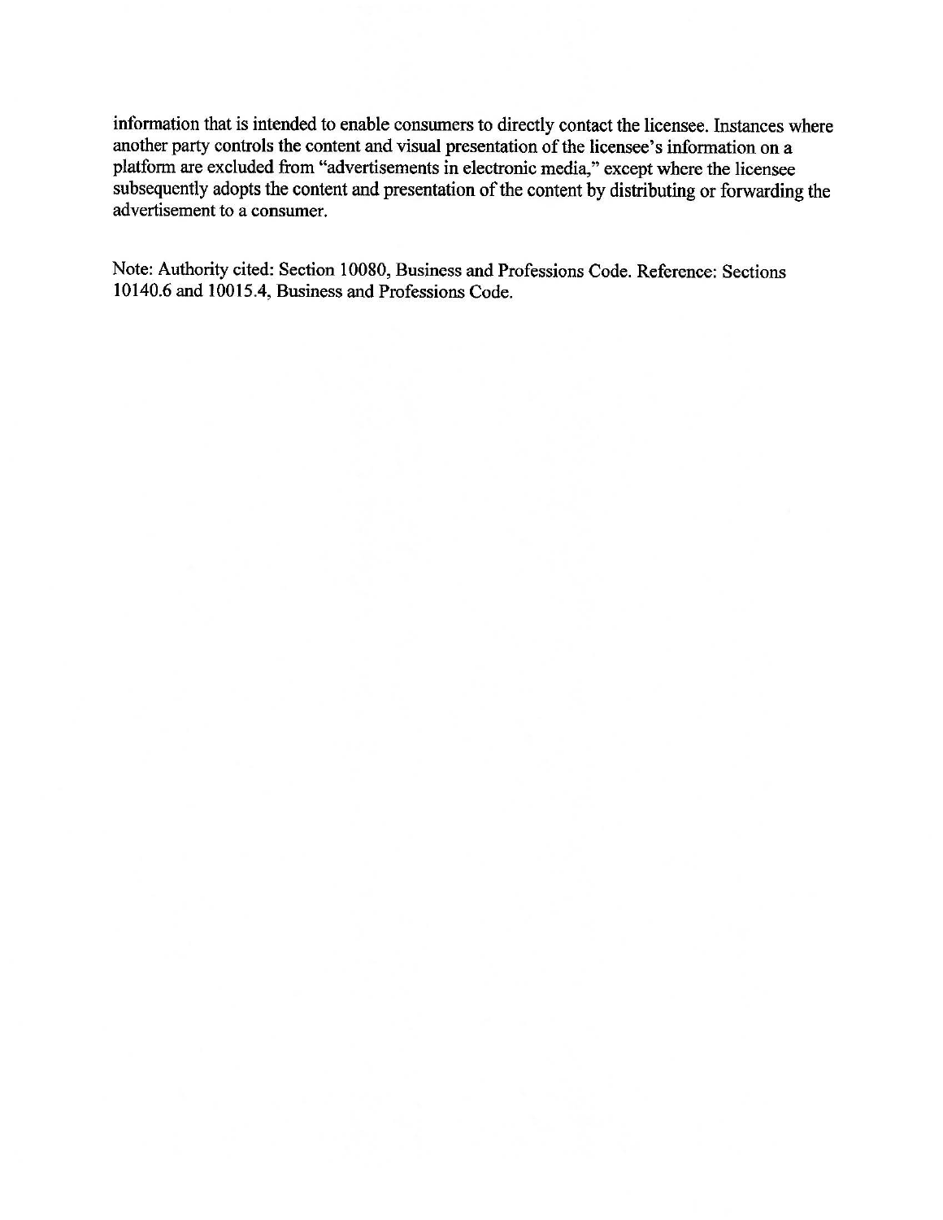information that is intended to enable consumers to directly contact the licensee. Instances where another party controls the content and visual presentation of the licensee's information on a platform are excluded from "advertisements in electronic media," except where the licensee subsequently adopts the content and presentation of the content by distributing or forwarding the advertisement to a consumer.

Note: Authority cited: Section 10080, Business and Professions Code. Reference: Sections 10140.6 and 10015.4, Business and Professions Code.